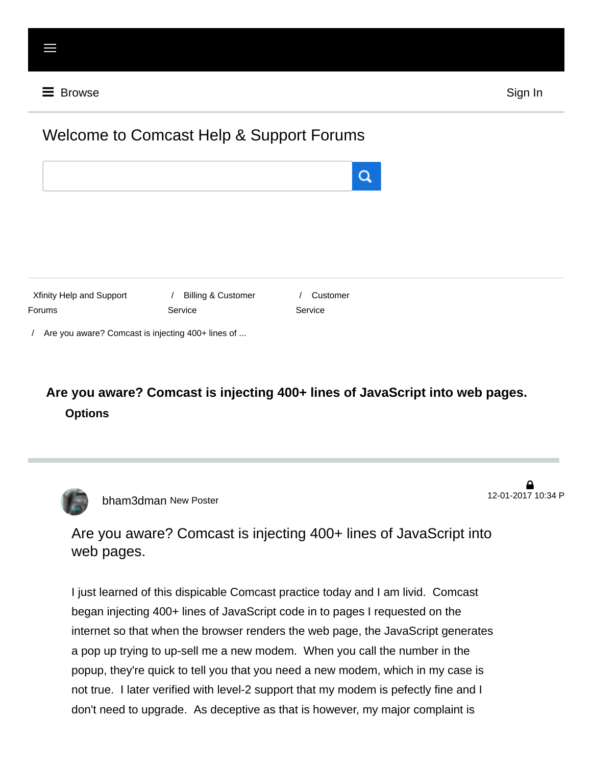Browse

Sign In

Welcome to Comcast Help & Support Forums

Xfinity Help and Support Forums / Billing & Customer Service / Customer Service / Are you aware? Comcast is injecting 400+ lines of ...

# Are you aware? Comcast is injecting 400+ lines of JavaScript into web pages.

**Options**

bham3dman New Poster

12-01-2017 10:34 P

## Are you aware? Comcast is injecting 400+ lines of JavaScript into web pages.

I just learned of this dispicable Comcast practice today and I am livid.  Comcast began injecting 400+ lines of JavaScript code in to pages I requested on the internet so that when the browser renders the web page, the JavaScript generates a pop up trying to up-sell me a new modem.  When you call the number in the popup, they're quick to tell you that you need a new modem, which in my case is not true.  I later verified with level-2 support that my modem is pefectly fine and I don't need to upgrade.  As deceptive as that is however, my major complaint is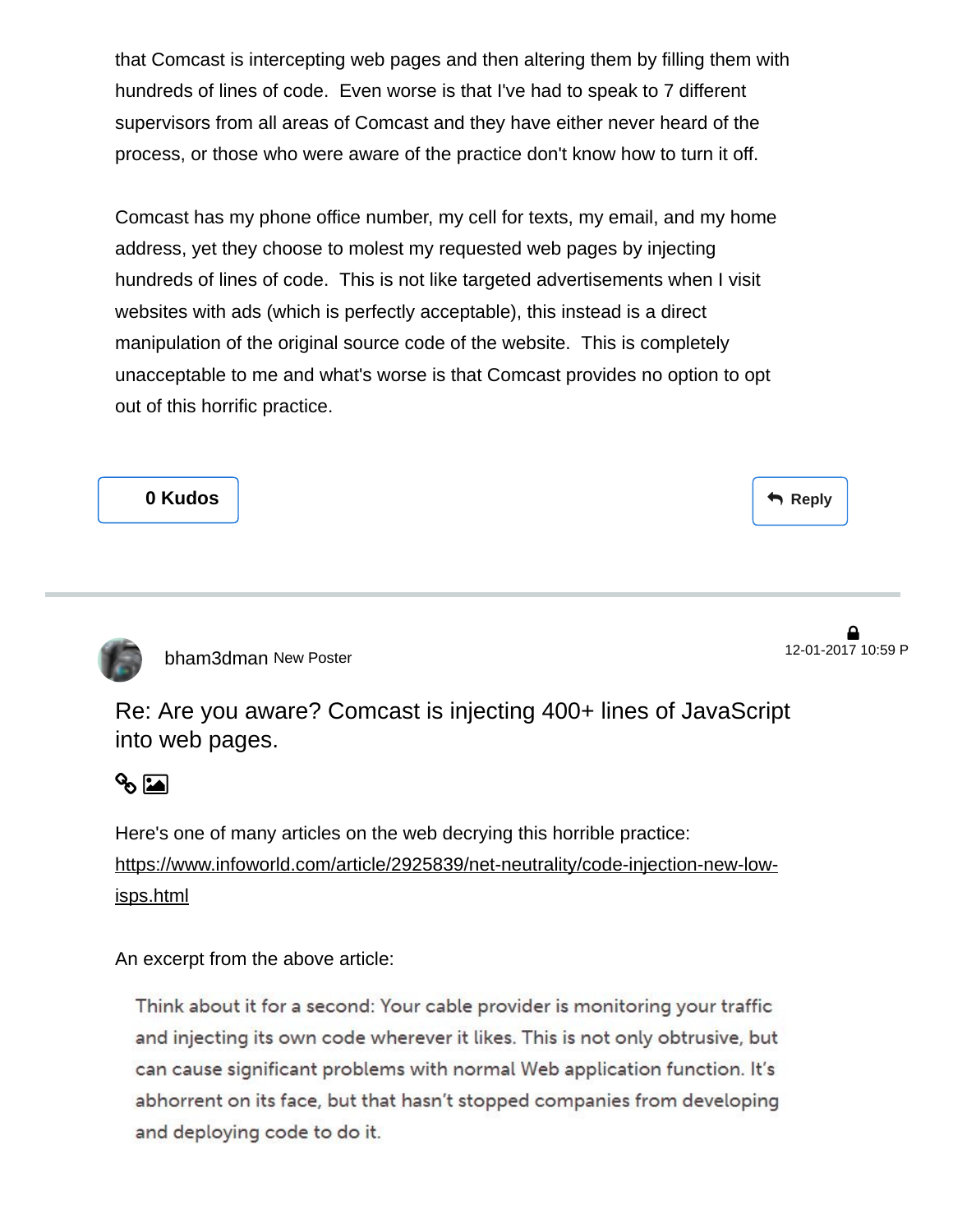that Comcast is intercepting web pages and then altering them by filling them with hundreds of lines of code. Even worse is that I've had to speak to 7 different supervisors from all areas of Comcast and they have either never heard of the process, or those who were aware of the practice don't know how to turn it off.

Comcast has my phone office number, my cell for texts, my email, and my home address, yet they choose to molest my requested web pages by injecting hundreds of lines of code. This is not like targeted advertisements when I visit websites with ads (which is perfectly acceptable), this instead is a direct manipulation of the original source code of the website. This is completely unacceptable to me and what's worse is that Comcast provides no option to opt out of this horrific practice.

**0 Kudos**

Reply

---

bham3dman New Poster

12-01-2017 10:59 P

## Re: Are you aware? Comcast is injecting 400+ lines of JavaScript into web pages.

Here's one of many articles on the web decrying this horrible practice:
https://www.infoworld.com/article/2925839/net-neutrality/code-injection-new-low-isps.html

An excerpt from the above article:

> Think about it for a second: Your cable provider is monitoring your traffic and injecting its own code wherever it likes. This is not only obtrusive, but can cause significant problems with normal Web application function. It's abhorrent on its face, but that hasn't stopped companies from developing and deploying code to do it.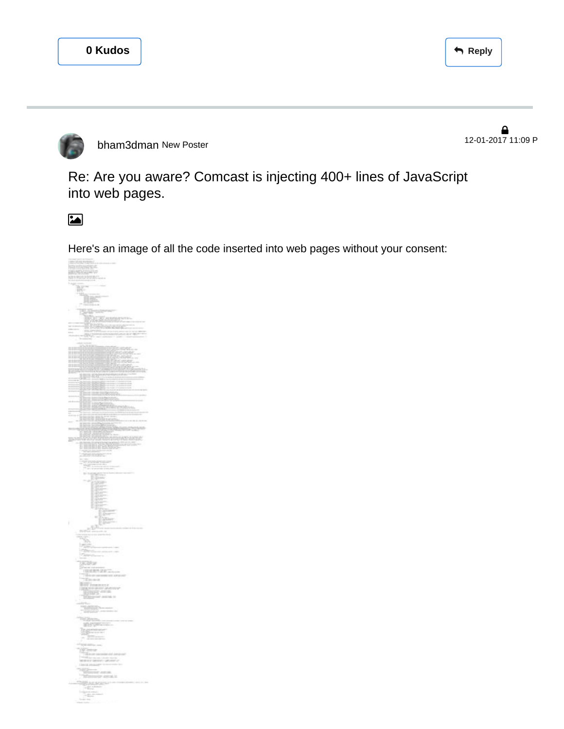0 Kudos

Reply

bham3dman New Poster

12-01-2017 11:09 P

## Re: Are you aware? Comcast is injecting 400+ lines of JavaScript into web pages.

Here's an image of all the code inserted into web pages without your consent: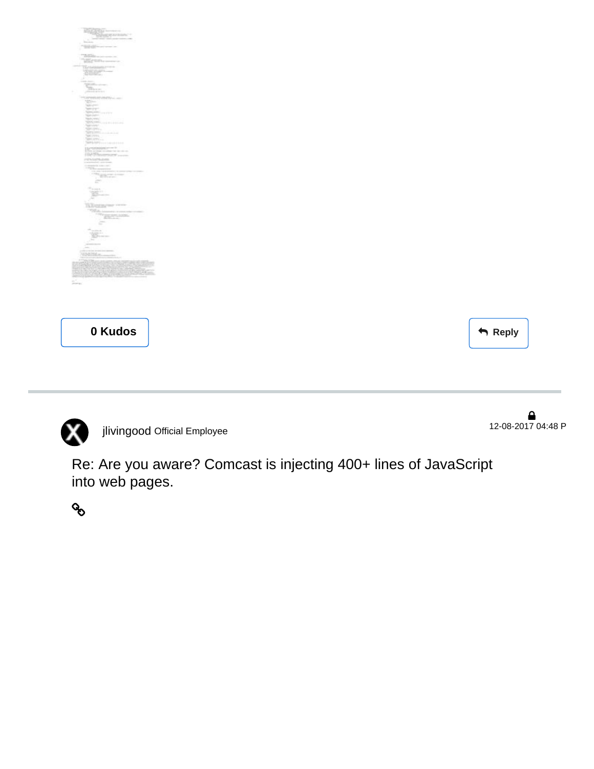0 Kudos

Reply

jlivingood Official Employee

12-08-2017 04:48 P

Re: Are you aware? Comcast is injecting 400+ lines of JavaScript into web pages.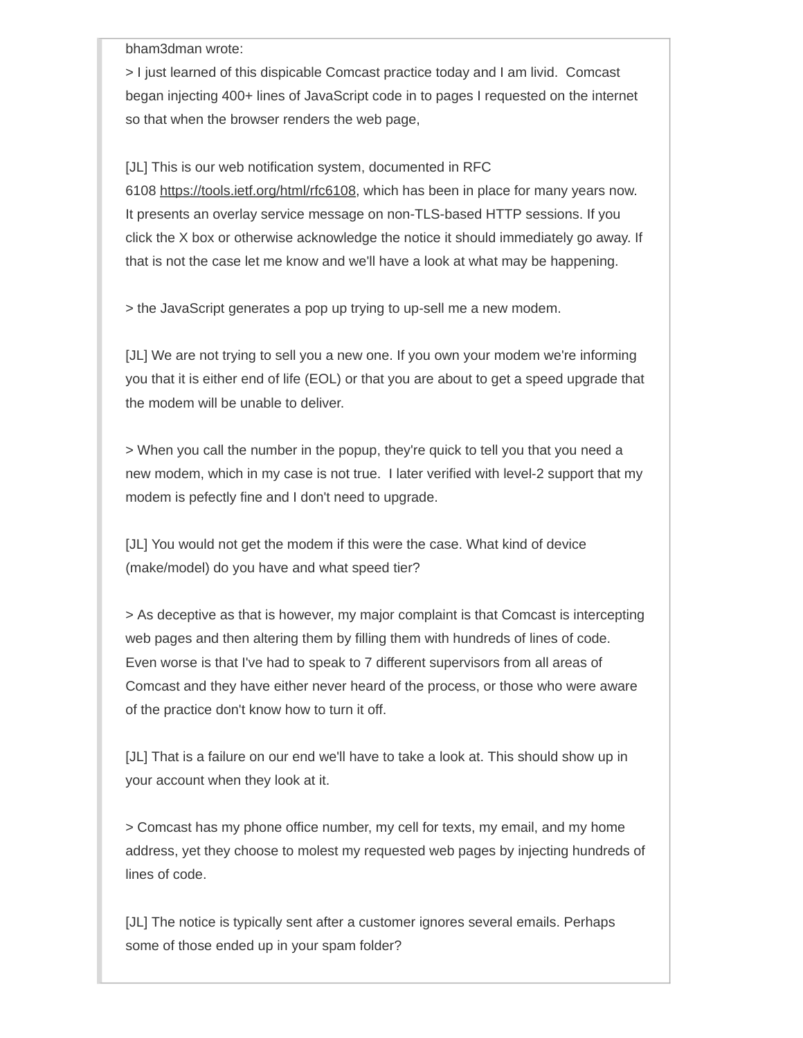bham3dman wrote:

> I just learned of this dispicable Comcast practice today and I am livid.  Comcast began injecting 400+ lines of JavaScript code in to pages I requested on the internet so that when the browser renders the web page,

[JL] This is our web notification system, documented in RFC 6108 https://tools.ietf.org/html/rfc6108, which has been in place for many years now. It presents an overlay service message on non-TLS-based HTTP sessions. If you click the X box or otherwise acknowledge the notice it should immediately go away. If that is not the case let me know and we'll have a look at what may be happening.

> the JavaScript generates a pop up trying to up-sell me a new modem.

[JL] We are not trying to sell you a new one. If you own your modem we're informing you that it is either end of life (EOL) or that you are about to get a speed upgrade that the modem will be unable to deliver.

> When you call the number in the popup, they're quick to tell you that you need a new modem, which in my case is not true.  I later verified with level-2 support that my modem is pefectly fine and I don't need to upgrade.

[JL] You would not get the modem if this were the case. What kind of device (make/model) do you have and what speed tier?

> As deceptive as that is however, my major complaint is that Comcast is intercepting web pages and then altering them by filling them with hundreds of lines of code. Even worse is that I've had to speak to 7 different supervisors from all areas of Comcast and they have either never heard of the process, or those who were aware of the practice don't know how to turn it off.

[JL] That is a failure on our end we'll have to take a look at. This should show up in your account when they look at it.

> Comcast has my phone office number, my cell for texts, my email, and my home address, yet they choose to molest my requested web pages by injecting hundreds of lines of code.

[JL] The notice is typically sent after a customer ignores several emails. Perhaps some of those ended up in your spam folder?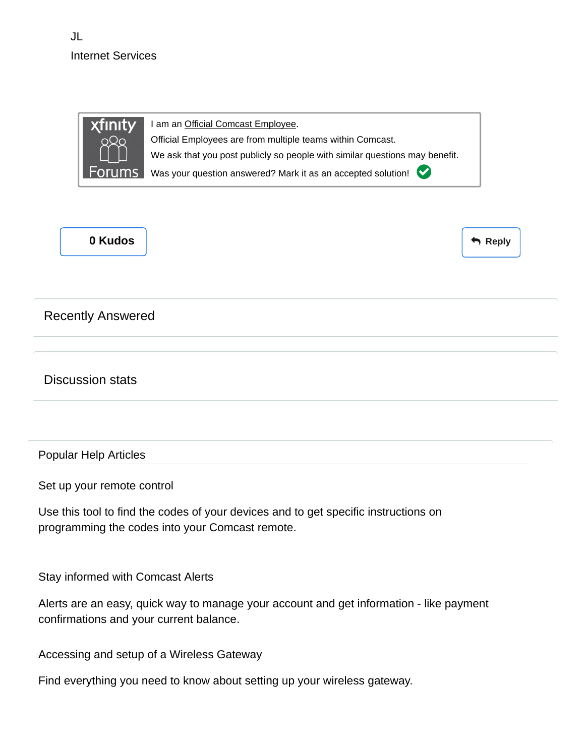JL

Internet Services

I am an Official Comcast Employee.

Official Employees are from multiple teams within Comcast.

We ask that you post publicly so people with similar questions may benefit.

Was your question answered? Mark it as an accepted solution!

0 Kudos

Reply

## Recently Answered

## Discussion stats

### Popular Help Articles

Set up your remote control

Use this tool to find the codes of your devices and to get specific instructions on programming the codes into your Comcast remote.

Stay informed with Comcast Alerts

Alerts are an easy, quick way to manage your account and get information - like payment confirmations and your current balance.

Accessing and setup of a Wireless Gateway

Find everything you need to know about setting up your wireless gateway.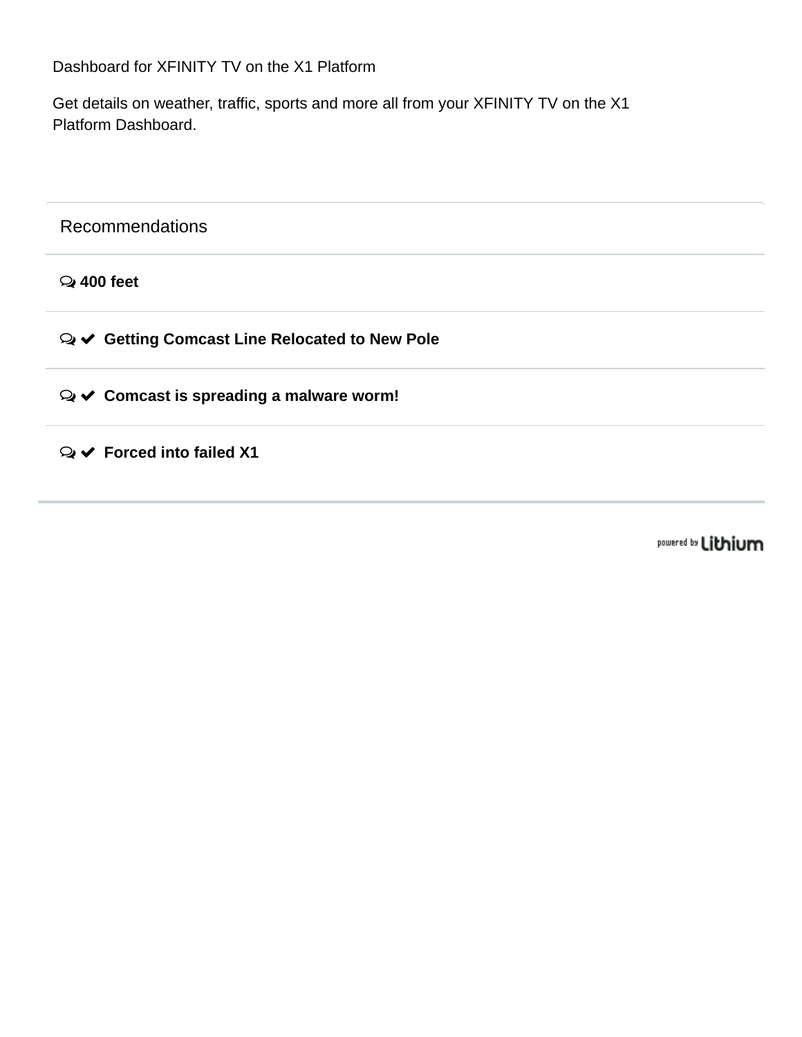Dashboard for XFINITY TV on the X1 Platform

Get details on weather, traffic, sports and more all from your XFINITY TV on the X1 Platform Dashboard.

## Recommendations

- **400 feet**
- ✔ **Getting Comcast Line Relocated to New Pole**
- ✔ **Comcast is spreading a malware worm!**
- ✔ **Forced into failed X1**

powered by Lithium